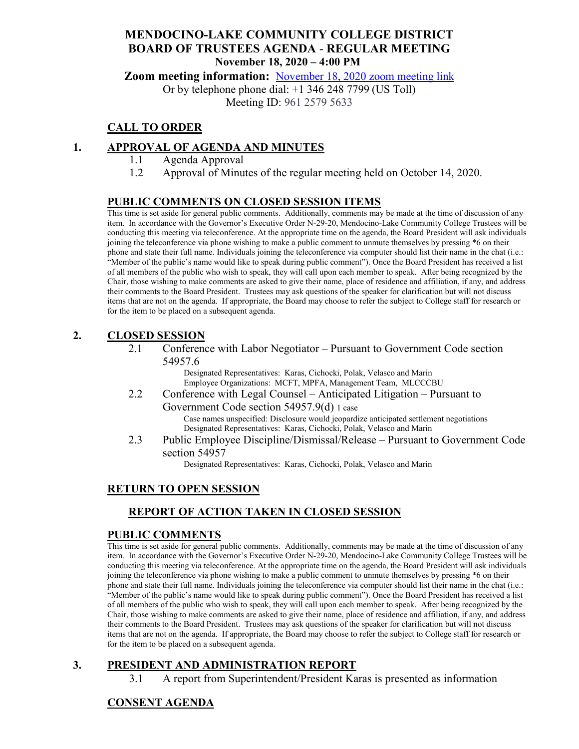# MENDOCINO-LAKE COMMUNITY COLLEGE DISTRICT
# BOARD OF TRUSTEES AGENDA - REGULAR MEETING
**November 18, 2020 – 4:00 PM**

**Zoom meeting information:** [November 18, 2020 zoom meeting link]()

Or by telephone phone dial: +1 346 248 7799 (US Toll)

Meeting ID: 961 2579 5633

## CALL TO ORDER

## 1. APPROVAL OF AGENDA AND MINUTES

1.1 Agenda Approval

1.2 Approval of Minutes of the regular meeting held on October 14, 2020.

## PUBLIC COMMENTS ON CLOSED SESSION ITEMS

This time is set aside for general public comments. Additionally, comments may be made at the time of discussion of any item. In accordance with the Governor's Executive Order N-29-20, Mendocino-Lake Community College Trustees will be conducting this meeting via teleconference. At the appropriate time on the agenda, the Board President will ask individuals joining the teleconference via phone wishing to make a public comment to unmute themselves by pressing *6 on their phone and state their full name. Individuals joining the teleconference via computer should list their name in the chat (i.e.: "Member of the public's name would like to speak during public comment"). Once the Board President has received a list of all members of the public who wish to speak, they will call upon each member to speak. After being recognized by the Chair, those wishing to make comments are asked to give their name, place of residence and affiliation, if any, and address their comments to the Board President. Trustees may ask questions of the speaker for clarification but will not discuss items that are not on the agenda. If appropriate, the Board may choose to refer the subject to College staff for research or for the item to be placed on a subsequent agenda.

## 2. CLOSED SESSION

2.1 Conference with Labor Negotiator – Pursuant to Government Code section 54957.6

Designated Representatives: Karas, Cichocki, Polak, Velasco and Marin
Employee Organizations: MCFT, MPFA, Management Team, MLCCCBU

2.2 Conference with Legal Counsel – Anticipated Litigation – Pursuant to Government Code section 54957.9(d) 1 case

Case names unspecified: Disclosure would jeopardize anticipated settlement negotiations
Designated Representatives: Karas, Cichocki, Polak, Velasco and Marin

2.3 Public Employee Discipline/Dismissal/Release – Pursuant to Government Code section 54957

Designated Representatives: Karas, Cichocki, Polak, Velasco and Marin

## RETURN TO OPEN SESSION

### REPORT OF ACTION TAKEN IN CLOSED SESSION

## PUBLIC COMMENTS

This time is set aside for general public comments. Additionally, comments may be made at the time of discussion of any item. In accordance with the Governor's Executive Order N-29-20, Mendocino-Lake Community College Trustees will be conducting this meeting via teleconference. At the appropriate time on the agenda, the Board President will ask individuals joining the teleconference via phone wishing to make a public comment to unmute themselves by pressing *6 on their phone and state their full name. Individuals joining the teleconference via computer should list their name in the chat (i.e.: "Member of the public's name would like to speak during public comment"). Once the Board President has received a list of all members of the public who wish to speak, they will call upon each member to speak. After being recognized by the Chair, those wishing to make comments are asked to give their name, place of residence and affiliation, if any, and address their comments to the Board President. Trustees may ask questions of the speaker for clarification but will not discuss items that are not on the agenda. If appropriate, the Board may choose to refer the subject to College staff for research or for the item to be placed on a subsequent agenda.

## 3. PRESIDENT AND ADMINISTRATION REPORT

3.1 A report from Superintendent/President Karas is presented as information

## CONSENT AGENDA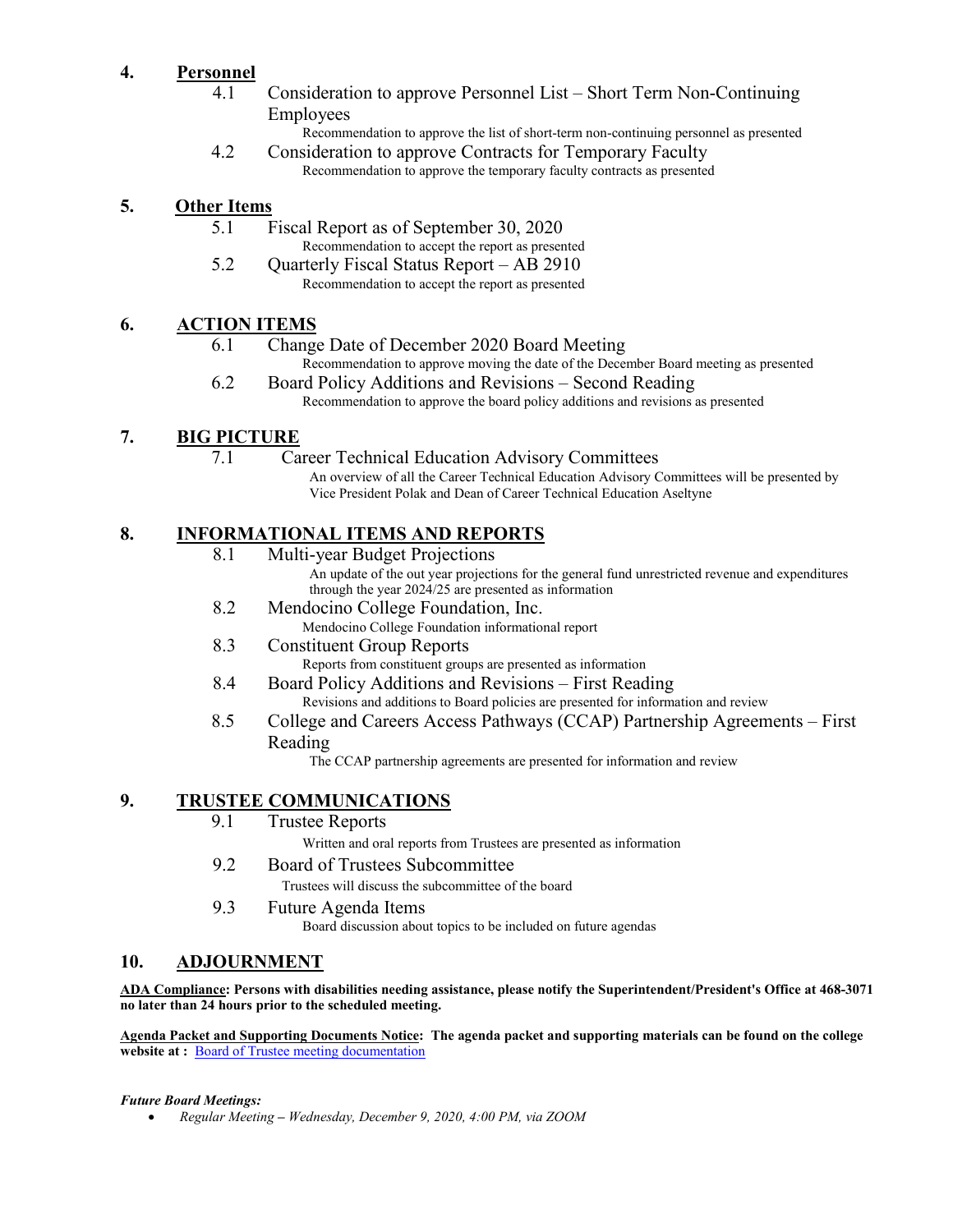## 4. Personnel

4.1 Consideration to approve Personnel List – Short Term Non-Continuing Employees

Recommendation to approve the list of short-term non-continuing personnel as presented

4.2 Consideration to approve Contracts for Temporary Faculty

Recommendation to approve the temporary faculty contracts as presented

## 5. Other Items

5.1 Fiscal Report as of September 30, 2020

Recommendation to accept the report as presented

5.2 Quarterly Fiscal Status Report – AB 2910

Recommendation to accept the report as presented

## 6. ACTION ITEMS

6.1 Change Date of December 2020 Board Meeting

Recommendation to approve moving the date of the December Board meeting as presented

6.2 Board Policy Additions and Revisions – Second Reading

Recommendation to approve the board policy additions and revisions as presented

## 7. BIG PICTURE

7.1 Career Technical Education Advisory Committees

An overview of all the Career Technical Education Advisory Committees will be presented by Vice President Polak and Dean of Career Technical Education Aseltyne

## 8. INFORMATIONAL ITEMS AND REPORTS

8.1 Multi-year Budget Projections

An update of the out year projections for the general fund unrestricted revenue and expenditures through the year 2024/25 are presented as information

8.2 Mendocino College Foundation, Inc.

Mendocino College Foundation informational report

8.3 Constituent Group Reports

Reports from constituent groups are presented as information

8.4 Board Policy Additions and Revisions – First Reading

Revisions and additions to Board policies are presented for information and review

8.5 College and Careers Access Pathways (CCAP) Partnership Agreements – First Reading

The CCAP partnership agreements are presented for information and review

## 9. TRUSTEE COMMUNICATIONS

9.1 Trustee Reports

Written and oral reports from Trustees are presented as information

9.2 Board of Trustees Subcommittee

Trustees will discuss the subcommittee of the board

9.3 Future Agenda Items

Board discussion about topics to be included on future agendas

## 10. ADJOURNMENT

**ADA Compliance: Persons with disabilities needing assistance, please notify the Superintendent/President's Office at 468-3071 no later than 24 hours prior to the scheduled meeting.**

**Agenda Packet and Supporting Documents Notice: The agenda packet and supporting materials can be found on the college website at :** Board of Trustee meeting documentation

***Future Board Meetings:***

- *Regular Meeting – Wednesday, December 9, 2020, 4:00 PM, via ZOOM*